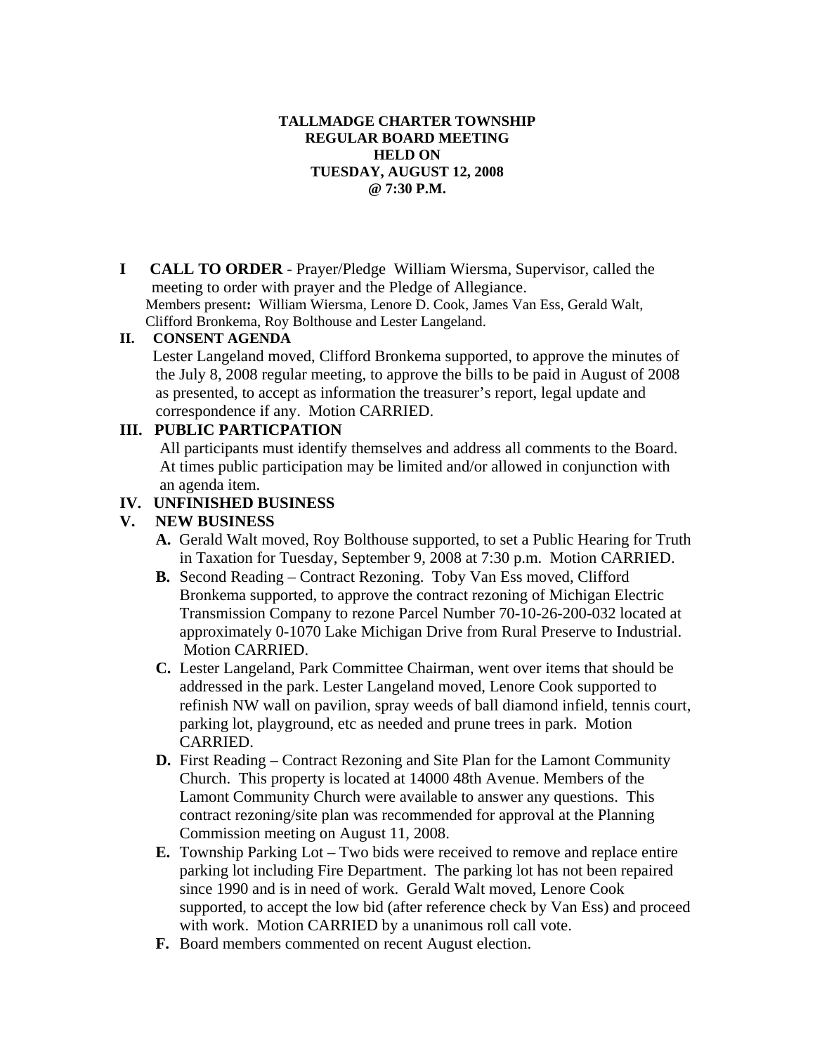**TALLMADGE CHARTER TOWNSHIP**
**REGULAR BOARD MEETING**
**HELD ON**
**TUESDAY, AUGUST 12, 2008**
**@ 7:30 P.M.**

**I CALL TO ORDER** - Prayer/Pledge William Wiersma, Supervisor, called the meeting to order with prayer and the Pledge of Allegiance.
Members present**:** William Wiersma, Lenore D. Cook, James Van Ess, Gerald Walt, Clifford Bronkema, Roy Bolthouse and Lester Langeland.

**II. CONSENT AGENDA**
Lester Langeland moved, Clifford Bronkema supported, to approve the minutes of the July 8, 2008 regular meeting, to approve the bills to be paid in August of 2008 as presented, to accept as information the treasurer's report, legal update and correspondence if any. Motion CARRIED.

**III. PUBLIC PARTICPATION**
All participants must identify themselves and address all comments to the Board. At times public participation may be limited and/or allowed in conjunction with an agenda item.

**IV. UNFINISHED BUSINESS**

**V. NEW BUSINESS**

**A.** Gerald Walt moved, Roy Bolthouse supported, to set a Public Hearing for Truth in Taxation for Tuesday, September 9, 2008 at 7:30 p.m. Motion CARRIED.

**B.** Second Reading – Contract Rezoning. Toby Van Ess moved, Clifford Bronkema supported, to approve the contract rezoning of Michigan Electric Transmission Company to rezone Parcel Number 70-10-26-200-032 located at approximately 0-1070 Lake Michigan Drive from Rural Preserve to Industrial. Motion CARRIED.

**C.** Lester Langeland, Park Committee Chairman, went over items that should be addressed in the park. Lester Langeland moved, Lenore Cook supported to refinish NW wall on pavilion, spray weeds of ball diamond infield, tennis court, parking lot, playground, etc as needed and prune trees in park. Motion CARRIED.

**D.** First Reading – Contract Rezoning and Site Plan for the Lamont Community Church. This property is located at 14000 48th Avenue. Members of the Lamont Community Church were available to answer any questions. This contract rezoning/site plan was recommended for approval at the Planning Commission meeting on August 11, 2008.

**E.** Township Parking Lot – Two bids were received to remove and replace entire parking lot including Fire Department. The parking lot has not been repaired since 1990 and is in need of work. Gerald Walt moved, Lenore Cook supported, to accept the low bid (after reference check by Van Ess) and proceed with work. Motion CARRIED by a unanimous roll call vote.

**F.** Board members commented on recent August election.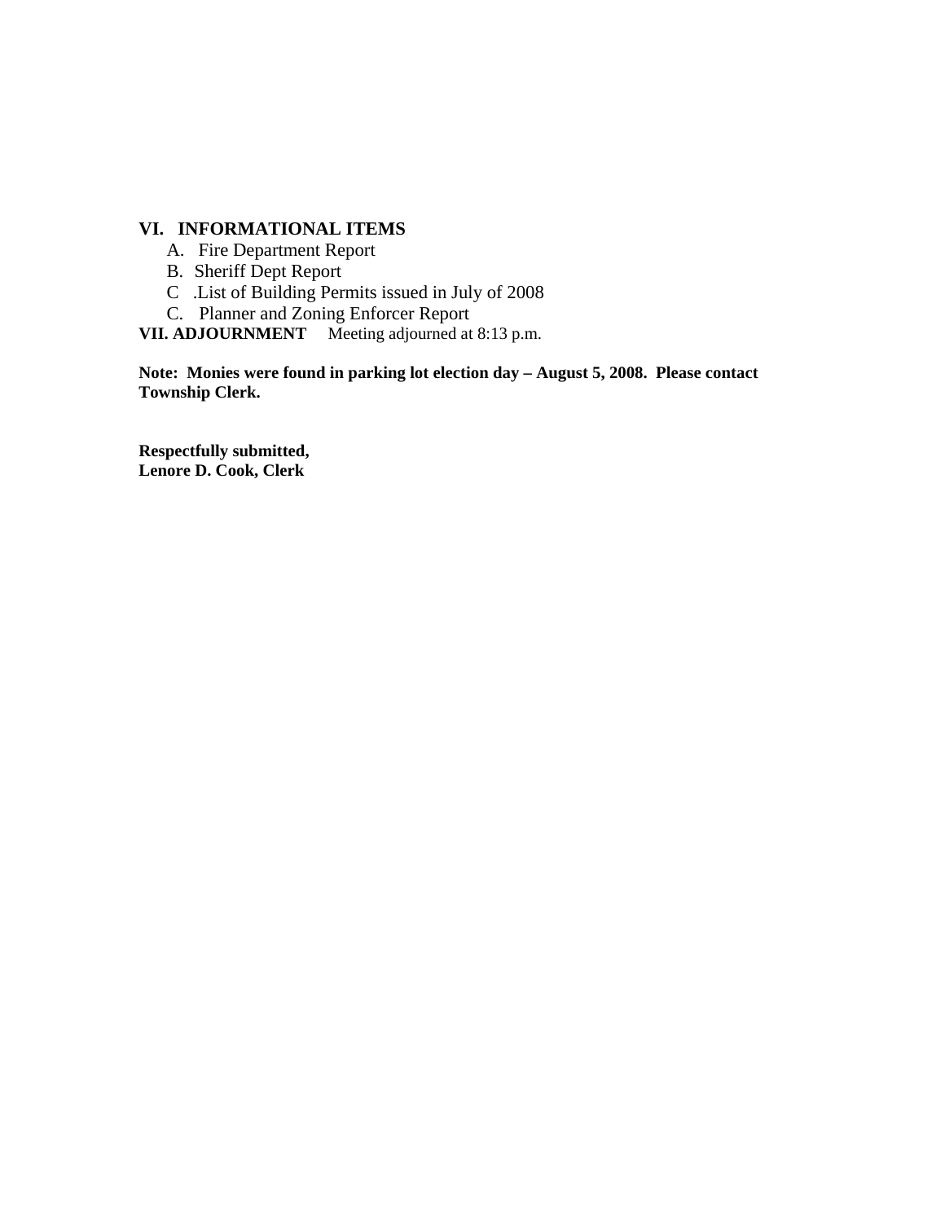## VI. INFORMATIONAL ITEMS

A. Fire Department Report
B. Sheriff Dept Report
C .List of Building Permits issued in July of 2008
C. Planner and Zoning Enforcer Report

**VII. ADJOURNMENT** Meeting adjourned at 8:13 p.m.

**Note: Monies were found in parking lot election day – August 5, 2008. Please contact Township Clerk.**

**Respectfully submitted,**
**Lenore D. Cook, Clerk**